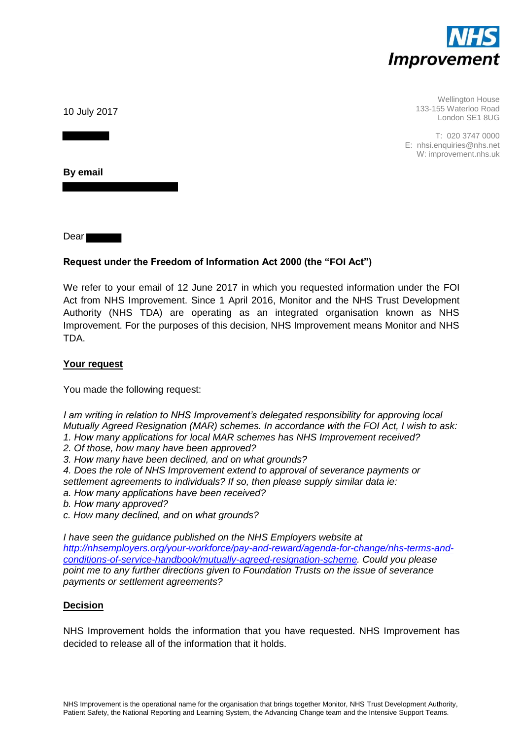**NHS Improvement**

Wellington House
133-155 Waterloo Road
London SE1 8UG

T: 020 3747 0000
E: nhsi.enquiries@nhs.net
W: improvement.nhs.uk

10 July 2017

**By email**

Dear

**Request under the Freedom of Information Act 2000 (the "FOI Act")**

We refer to your email of 12 June 2017 in which you requested information under the FOI Act from NHS Improvement. Since 1 April 2016, Monitor and the NHS Trust Development Authority (NHS TDA) are operating as an integrated organisation known as NHS Improvement. For the purposes of this decision, NHS Improvement means Monitor and NHS TDA.

**Your request**

You made the following request:

*I am writing in relation to NHS Improvement's delegated responsibility for approving local Mutually Agreed Resignation (MAR) schemes. In accordance with the FOI Act, I wish to ask:*
*1. How many applications for local MAR schemes has NHS Improvement received?*
*2. Of those, how many have been approved?*
*3. How many have been declined, and on what grounds?*
*4. Does the role of NHS Improvement extend to approval of severance payments or settlement agreements to individuals? If so, then please supply similar data ie:*
*a. How many applications have been received?*
*b. How many approved?*
*c. How many declined, and on what grounds?*

*I have seen the guidance published on the NHS Employers website at* *http://nhsemployers.org/your-workforce/pay-and-reward/agenda-for-change/nhs-terms-and-conditions-of-service-handbook/mutually-agreed-resignation-scheme. Could you please point me to any further directions given to Foundation Trusts on the issue of severance payments or settlement agreements?*

**Decision**

NHS Improvement holds the information that you have requested. NHS Improvement has decided to release all of the information that it holds.

NHS Improvement is the operational name for the organisation that brings together Monitor, NHS Trust Development Authority, Patient Safety, the National Reporting and Learning System, the Advancing Change team and the Intensive Support Teams.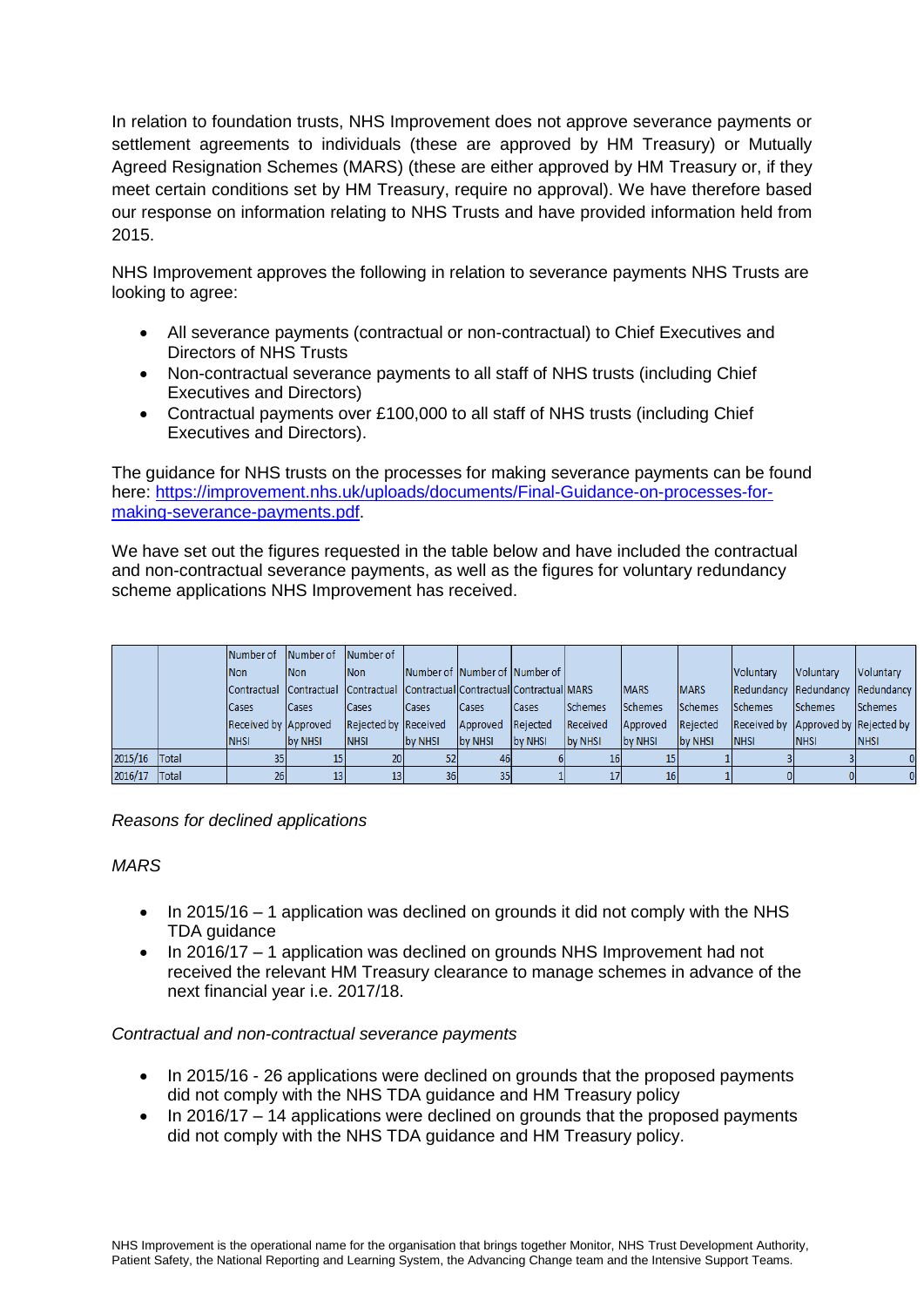In relation to foundation trusts, NHS Improvement does not approve severance payments or settlement agreements to individuals (these are approved by HM Treasury) or Mutually Agreed Resignation Schemes (MARS) (these are either approved by HM Treasury or, if they meet certain conditions set by HM Treasury, require no approval). We have therefore based our response on information relating to NHS Trusts and have provided information held from 2015.

NHS Improvement approves the following in relation to severance payments NHS Trusts are looking to agree:

- All severance payments (contractual or non-contractual) to Chief Executives and Directors of NHS Trusts
- Non-contractual severance payments to all staff of NHS trusts (including Chief Executives and Directors)
- Contractual payments over £100,000 to all staff of NHS trusts (including Chief Executives and Directors).

The guidance for NHS trusts on the processes for making severance payments can be found here: [https://improvement.nhs.uk/uploads/documents/Final-Guidance-on-processes-for-making-severance-payments.pdf](https://improvement.nhs.uk/uploads/documents/Final-Guidance-on-processes-for-making-severance-payments.pdf).

We have set out the figures requested in the table below and have included the contractual and non-contractual severance payments, as well as the figures for voluntary redundancy scheme applications NHS Improvement has received.

| | | Number of Non Contractual Cases Received by NHSI | Number of Non Contractual Cases Approved by NHSI | Number of Non Contractual Cases Rejected by NHSI | Number of Contractual Cases Received by NHSI | Number of Contractual Cases Approved by NHSI | Number of Contractual Cases Rejected by NHSI | MARS Schemes Received by NHSI | MARS Schemes Approved by NHSI | MARS Schemes Rejected by NHSI | Voluntary Redundancy Schemes Received by NHSI | Voluntary Redundancy Schemes Approved by NHSI | Voluntary Redundancy Schemes Rejected by NHSI |
|---|---|---|---|---|---|---|---|---|---|---|---|---|---|
| 2015/16 | Total | 35 | 15 | 20 | 52 | 46 | 6 | 16 | 15 | 1 | 3 | 3 | 0 |
| 2016/17 | Total | 26 | 13 | 13 | 36 | 35 | 1 | 17 | 16 | 1 | 0 | 0 | 0 |

*Reasons for declined applications*

*MARS*

- In 2015/16 – 1 application was declined on grounds it did not comply with the NHS TDA guidance
- In 2016/17 – 1 application was declined on grounds NHS Improvement had not received the relevant HM Treasury clearance to manage schemes in advance of the next financial year i.e. 2017/18.

*Contractual and non-contractual severance payments*

- In 2015/16 - 26 applications were declined on grounds that the proposed payments did not comply with the NHS TDA guidance and HM Treasury policy
- In 2016/17 – 14 applications were declined on grounds that the proposed payments did not comply with the NHS TDA guidance and HM Treasury policy.

NHS Improvement is the operational name for the organisation that brings together Monitor, NHS Trust Development Authority, Patient Safety, the National Reporting and Learning System, the Advancing Change team and the Intensive Support Teams.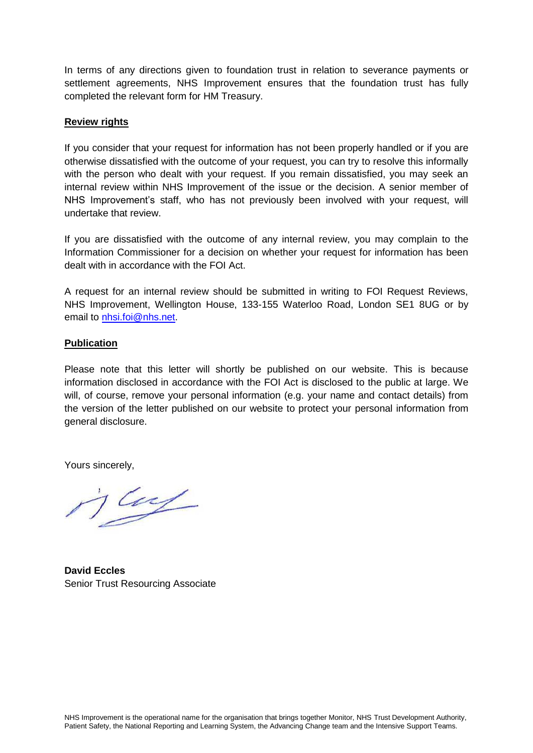In terms of any directions given to foundation trust in relation to severance payments or settlement agreements, NHS Improvement ensures that the foundation trust has fully completed the relevant form for HM Treasury.

**Review rights**

If you consider that your request for information has not been properly handled or if you are otherwise dissatisfied with the outcome of your request, you can try to resolve this informally with the person who dealt with your request. If you remain dissatisfied, you may seek an internal review within NHS Improvement of the issue or the decision. A senior member of NHS Improvement's staff, who has not previously been involved with your request, will undertake that review.

If you are dissatisfied with the outcome of any internal review, you may complain to the Information Commissioner for a decision on whether your request for information has been dealt with in accordance with the FOI Act.

A request for an internal review should be submitted in writing to FOI Request Reviews, NHS Improvement, Wellington House, 133-155 Waterloo Road, London SE1 8UG or by email to nhsi.foi@nhs.net.

**Publication**

Please note that this letter will shortly be published on our website. This is because information disclosed in accordance with the FOI Act is disclosed to the public at large. We will, of course, remove your personal information (e.g. your name and contact details) from the version of the letter published on our website to protect your personal information from general disclosure.

Yours sincerely,

**David Eccles**
Senior Trust Resourcing Associate

NHS Improvement is the operational name for the organisation that brings together Monitor, NHS Trust Development Authority, Patient Safety, the National Reporting and Learning System, the Advancing Change team and the Intensive Support Teams.